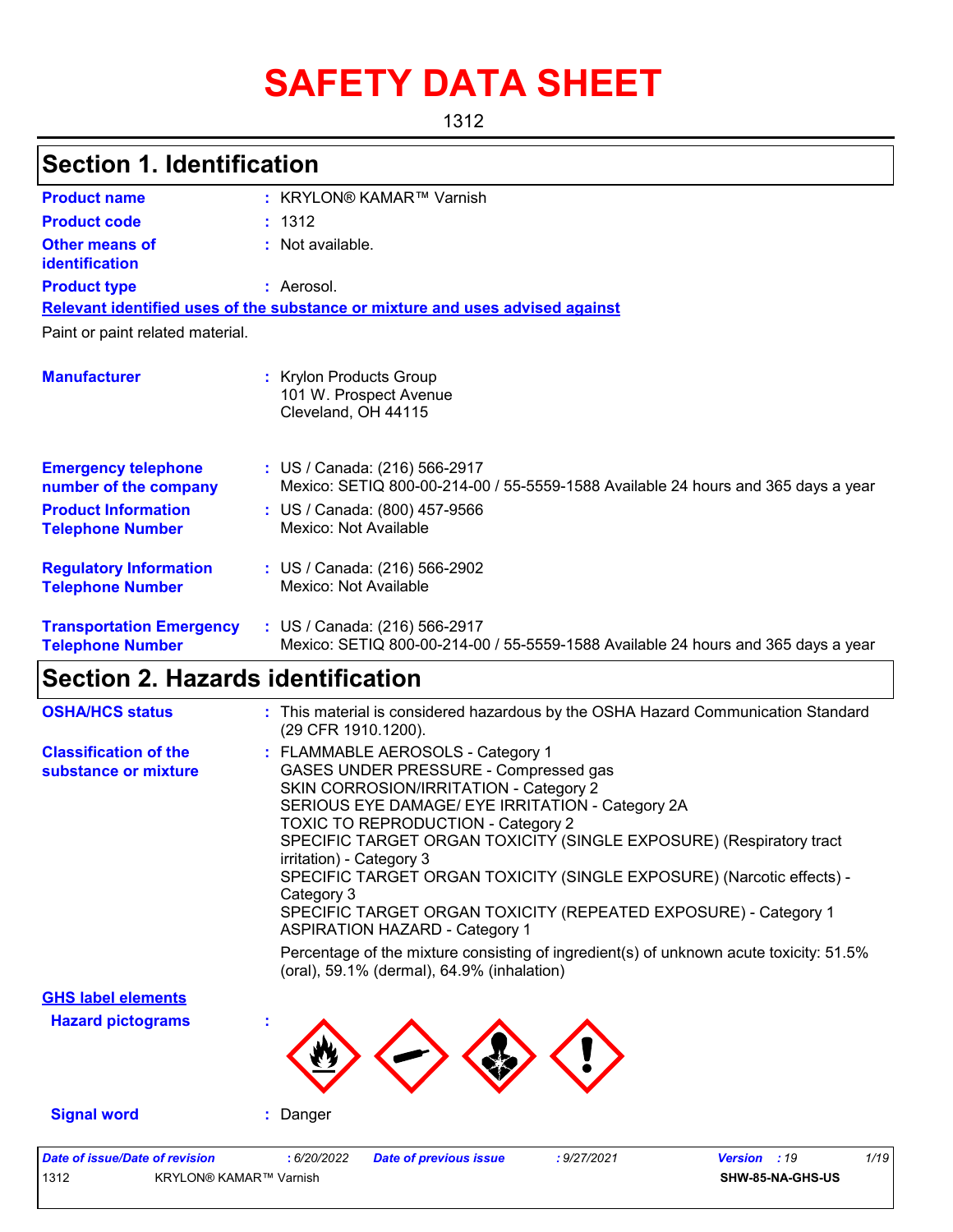# SAFETY DATA SHEET

1312

## Section 1. Identification

| | | |
|---|---|---|
| **Product name** | : | KRYLON® KAMAR™ Varnish |
| **Product code** | : | 1312 |
| **Other means of identification** | : | Not available. |
| **Product type** | : | Aerosol. |

**Relevant identified uses of the substance or mixture and uses advised against**

Paint or paint related material.

| | | |
|---|---|---|
| **Manufacturer** | : | Krylon Products Group<br>101 W. Prospect Avenue<br>Cleveland, OH 44115 |
| **Emergency telephone number of the company** | : | US / Canada: (216) 566-2917<br>Mexico: SETIQ 800-00-214-00 / 55-5559-1588 Available 24 hours and 365 days a year |
| **Product Information Telephone Number** | : | US / Canada: (800) 457-9566<br>Mexico: Not Available |
| **Regulatory Information Telephone Number** | : | US / Canada: (216) 566-2902<br>Mexico: Not Available |
| **Transportation Emergency Telephone Number** | : | US / Canada: (216) 566-2917<br>Mexico: SETIQ 800-00-214-00 / 55-5559-1588 Available 24 hours and 365 days a year |

## Section 2. Hazards identification

| | | |
|---|---|---|
| **OSHA/HCS status** | : | This material is considered hazardous by the OSHA Hazard Communication Standard (29 CFR 1910.1200). |
| **Classification of the substance or mixture** | : | FLAMMABLE AEROSOLS - Category 1<br>GASES UNDER PRESSURE - Compressed gas<br>SKIN CORROSION/IRRITATION - Category 2<br>SERIOUS EYE DAMAGE/ EYE IRRITATION - Category 2A<br>TOXIC TO REPRODUCTION - Category 2<br>SPECIFIC TARGET ORGAN TOXICITY (SINGLE EXPOSURE) (Respiratory tract irritation) - Category 3<br>SPECIFIC TARGET ORGAN TOXICITY (SINGLE EXPOSURE) (Narcotic effects) - Category 3<br>SPECIFIC TARGET ORGAN TOXICITY (REPEATED EXPOSURE) - Category 1<br>ASPIRATION HAZARD - Category 1<br><br>Percentage of the mixture consisting of ingredient(s) of unknown acute toxicity: 51.5% (oral), 59.1% (dermal), 64.9% (inhalation) |

**GHS label elements**

**Hazard pictograms** :

**Signal word** : Danger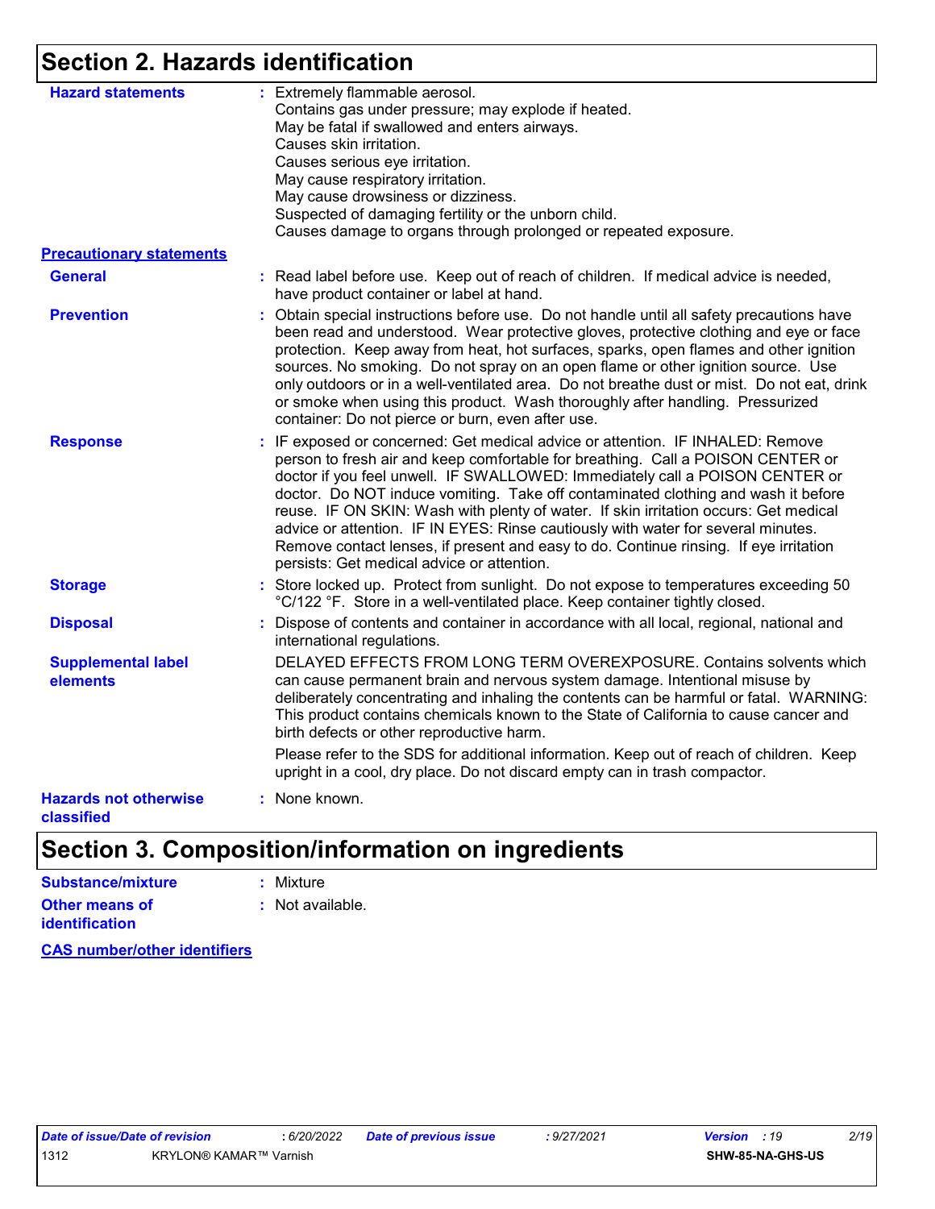## Section 2. Hazards identification

**Hazard statements** : Extremely flammable aerosol.
Contains gas under pressure; may explode if heated.
May be fatal if swallowed and enters airways.
Causes skin irritation.
Causes serious eye irritation.
May cause respiratory irritation.
May cause drowsiness or dizziness.
Suspected of damaging fertility or the unborn child.
Causes damage to organs through prolonged or repeated exposure.

**Precautionary statements**

**General** : Read label before use. Keep out of reach of children. If medical advice is needed, have product container or label at hand.

**Prevention** : Obtain special instructions before use. Do not handle until all safety precautions have been read and understood. Wear protective gloves, protective clothing and eye or face protection. Keep away from heat, hot surfaces, sparks, open flames and other ignition sources. No smoking. Do not spray on an open flame or other ignition source. Use only outdoors or in a well-ventilated area. Do not breathe dust or mist. Do not eat, drink or smoke when using this product. Wash thoroughly after handling. Pressurized container: Do not pierce or burn, even after use.

**Response** : IF exposed or concerned: Get medical advice or attention. IF INHALED: Remove person to fresh air and keep comfortable for breathing. Call a POISON CENTER or doctor if you feel unwell. IF SWALLOWED: Immediately call a POISON CENTER or doctor. Do NOT induce vomiting. Take off contaminated clothing and wash it before reuse. IF ON SKIN: Wash with plenty of water. If skin irritation occurs: Get medical advice or attention. IF IN EYES: Rinse cautiously with water for several minutes. Remove contact lenses, if present and easy to do. Continue rinsing. If eye irritation persists: Get medical advice or attention.

**Storage** : Store locked up. Protect from sunlight. Do not expose to temperatures exceeding 50 °C/122 °F. Store in a well-ventilated place. Keep container tightly closed.

**Disposal** : Dispose of contents and container in accordance with all local, regional, national and international regulations.

**Supplemental label elements** DELAYED EFFECTS FROM LONG TERM OVEREXPOSURE. Contains solvents which can cause permanent brain and nervous system damage. Intentional misuse by deliberately concentrating and inhaling the contents can be harmful or fatal. WARNING: This product contains chemicals known to the State of California to cause cancer and birth defects or other reproductive harm.

Please refer to the SDS for additional information. Keep out of reach of children. Keep upright in a cool, dry place. Do not discard empty can in trash compactor.

**Hazards not otherwise classified** : None known.

## Section 3. Composition/information on ingredients

**Substance/mixture** : Mixture

**Other means of identification** : Not available.

**CAS number/other identifiers**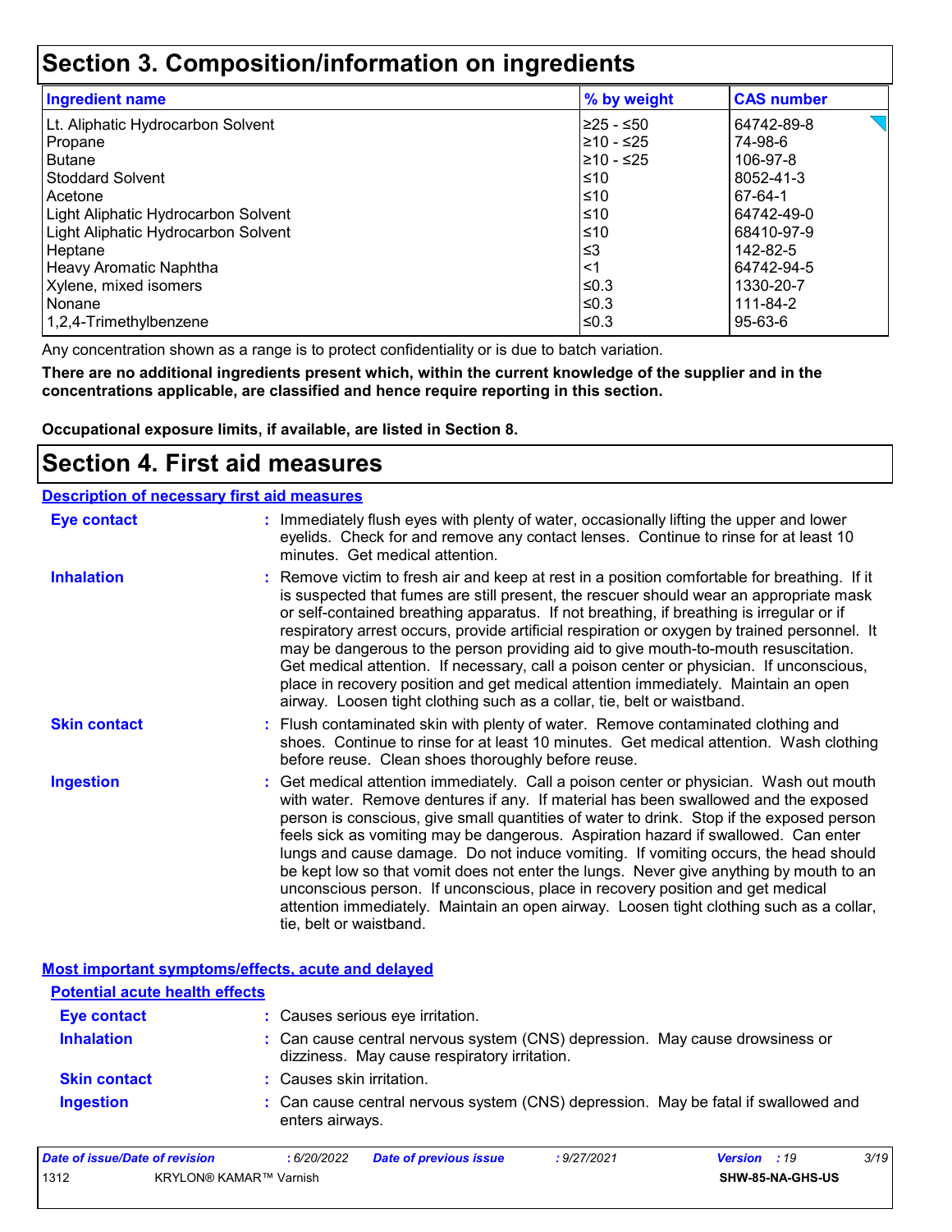# Section 3. Composition/information on ingredients

| Ingredient name | % by weight | CAS number |
| --- | --- | --- |
| Lt. Aliphatic Hydrocarbon Solvent | ≥25 - ≤50 | 64742-89-8 |
| Propane | ≥10 - ≤25 | 74-98-6 |
| Butane | ≥10 - ≤25 | 106-97-8 |
| Stoddard Solvent | ≤10 | 8052-41-3 |
| Acetone | ≤10 | 67-64-1 |
| Light Aliphatic Hydrocarbon Solvent | ≤10 | 64742-49-0 |
| Light Aliphatic Hydrocarbon Solvent | ≤10 | 68410-97-9 |
| Heptane | ≤3 | 142-82-5 |
| Heavy Aromatic Naphtha | <1 | 64742-94-5 |
| Xylene, mixed isomers | ≤0.3 | 1330-20-7 |
| Nonane | ≤0.3 | 111-84-2 |
| 1,2,4-Trimethylbenzene | ≤0.3 | 95-63-6 |

Any concentration shown as a range is to protect confidentiality or is due to batch variation.

**There are no additional ingredients present which, within the current knowledge of the supplier and in the concentrations applicable, are classified and hence require reporting in this section.**

**Occupational exposure limits, if available, are listed in Section 8.**

# Section 4. First aid measures

## Description of necessary first aid measures

**Eye contact** : Immediately flush eyes with plenty of water, occasionally lifting the upper and lower eyelids. Check for and remove any contact lenses. Continue to rinse for at least 10 minutes. Get medical attention.

**Inhalation** : Remove victim to fresh air and keep at rest in a position comfortable for breathing. If it is suspected that fumes are still present, the rescuer should wear an appropriate mask or self-contained breathing apparatus. If not breathing, if breathing is irregular or if respiratory arrest occurs, provide artificial respiration or oxygen by trained personnel. It may be dangerous to the person providing aid to give mouth-to-mouth resuscitation. Get medical attention. If necessary, call a poison center or physician. If unconscious, place in recovery position and get medical attention immediately. Maintain an open airway. Loosen tight clothing such as a collar, tie, belt or waistband.

**Skin contact** : Flush contaminated skin with plenty of water. Remove contaminated clothing and shoes. Continue to rinse for at least 10 minutes. Get medical attention. Wash clothing before reuse. Clean shoes thoroughly before reuse.

**Ingestion** : Get medical attention immediately. Call a poison center or physician. Wash out mouth with water. Remove dentures if any. If material has been swallowed and the exposed person is conscious, give small quantities of water to drink. Stop if the exposed person feels sick as vomiting may be dangerous. Aspiration hazard if swallowed. Can enter lungs and cause damage. Do not induce vomiting. If vomiting occurs, the head should be kept low so that vomit does not enter the lungs. Never give anything by mouth to an unconscious person. If unconscious, place in recovery position and get medical attention immediately. Maintain an open airway. Loosen tight clothing such as a collar, tie, belt or waistband.

## Most important symptoms/effects, acute and delayed

### Potential acute health effects

**Eye contact** : Causes serious eye irritation.

**Inhalation** : Can cause central nervous system (CNS) depression. May cause drowsiness or dizziness. May cause respiratory irritation.

**Skin contact** : Causes skin irritation.

**Ingestion** : Can cause central nervous system (CNS) depression. May be fatal if swallowed and enters airways.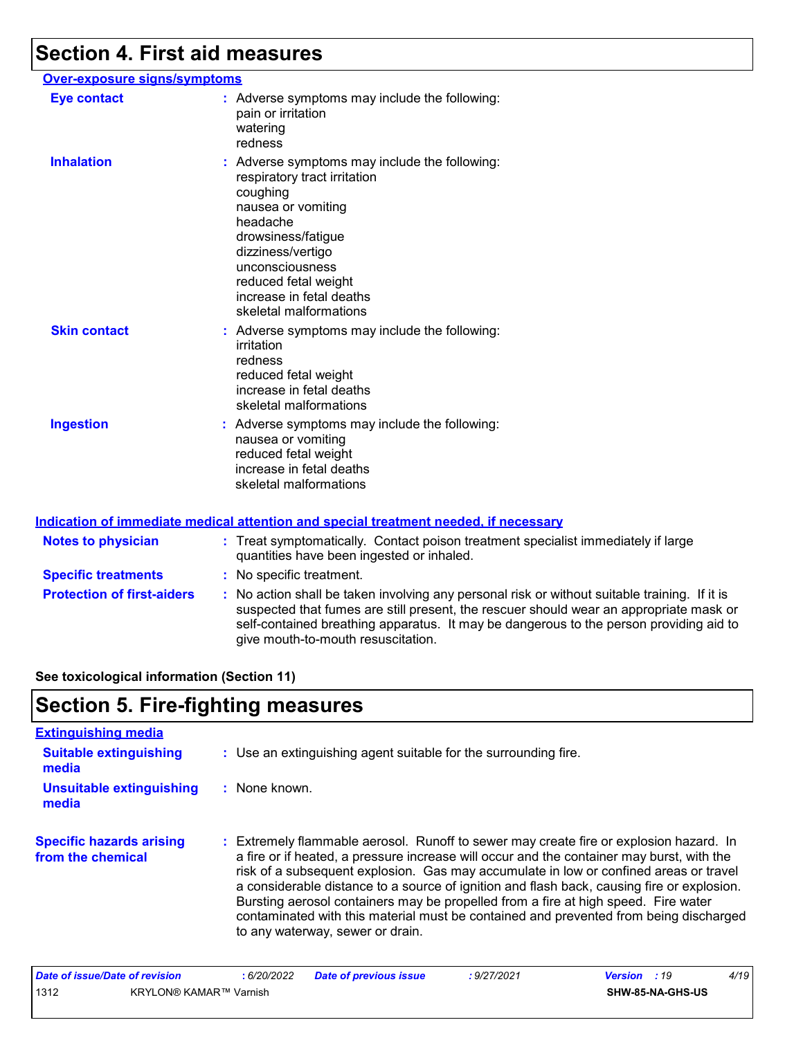## Section 4. First aid measures

### Over-exposure signs/symptoms

**Eye contact** : Adverse symptoms may include the following:
pain or irritation
watering
redness

**Inhalation** : Adverse symptoms may include the following:
respiratory tract irritation
coughing
nausea or vomiting
headache
drowsiness/fatigue
dizziness/vertigo
unconsciousness
reduced fetal weight
increase in fetal deaths
skeletal malformations

**Skin contact** : Adverse symptoms may include the following:
irritation
redness
reduced fetal weight
increase in fetal deaths
skeletal malformations

**Ingestion** : Adverse symptoms may include the following:
nausea or vomiting
reduced fetal weight
increase in fetal deaths
skeletal malformations

### Indication of immediate medical attention and special treatment needed, if necessary

**Notes to physician** : Treat symptomatically. Contact poison treatment specialist immediately if large quantities have been ingested or inhaled.

**Specific treatments** : No specific treatment.

**Protection of first-aiders** : No action shall be taken involving any personal risk or without suitable training. If it is suspected that fumes are still present, the rescuer should wear an appropriate mask or self-contained breathing apparatus. It may be dangerous to the person providing aid to give mouth-to-mouth resuscitation.

**See toxicological information (Section 11)**

## Section 5. Fire-fighting measures

### Extinguishing media

**Suitable extinguishing media** : Use an extinguishing agent suitable for the surrounding fire.

**Unsuitable extinguishing media** : None known.

**Specific hazards arising from the chemical** : Extremely flammable aerosol. Runoff to sewer may create fire or explosion hazard. In a fire or if heated, a pressure increase will occur and the container may burst, with the risk of a subsequent explosion. Gas may accumulate in low or confined areas or travel a considerable distance to a source of ignition and flash back, causing fire or explosion. Bursting aerosol containers may be propelled from a fire at high speed. Fire water contaminated with this material must be contained and prevented from being discharged to any waterway, sewer or drain.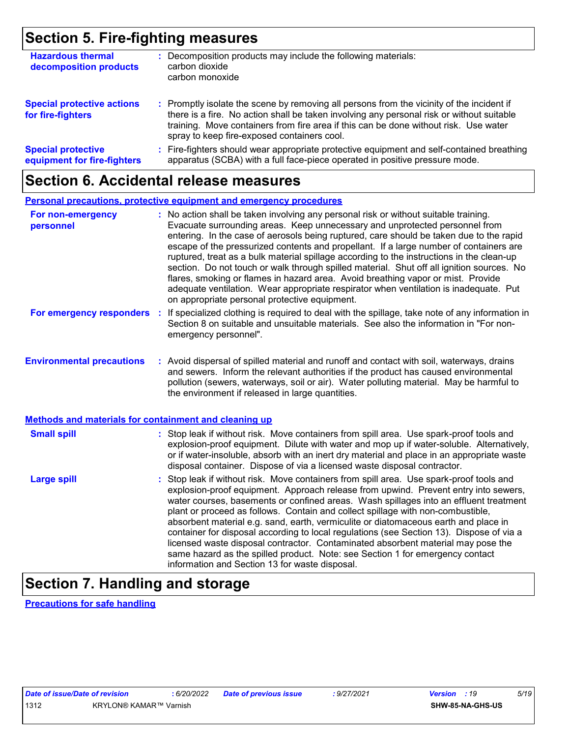## Section 5. Fire-fighting measures

**Hazardous thermal decomposition products** : Decomposition products may include the following materials:
carbon dioxide
carbon monoxide

**Special protective actions for fire-fighters** : Promptly isolate the scene by removing all persons from the vicinity of the incident if there is a fire. No action shall be taken involving any personal risk or without suitable training. Move containers from fire area if this can be done without risk. Use water spray to keep fire-exposed containers cool.

**Special protective equipment for fire-fighters** : Fire-fighters should wear appropriate protective equipment and self-contained breathing apparatus (SCBA) with a full face-piece operated in positive pressure mode.

## Section 6. Accidental release measures

### Personal precautions, protective equipment and emergency procedures

**For non-emergency personnel** : No action shall be taken involving any personal risk or without suitable training. Evacuate surrounding areas. Keep unnecessary and unprotected personnel from entering. In the case of aerosols being ruptured, care should be taken due to the rapid escape of the pressurized contents and propellant. If a large number of containers are ruptured, treat as a bulk material spillage according to the instructions in the clean-up section. Do not touch or walk through spilled material. Shut off all ignition sources. No flares, smoking or flames in hazard area. Avoid breathing vapor or mist. Provide adequate ventilation. Wear appropriate respirator when ventilation is inadequate. Put on appropriate personal protective equipment.

**For emergency responders** : If specialized clothing is required to deal with the spillage, take note of any information in Section 8 on suitable and unsuitable materials. See also the information in "For non-emergency personnel".

**Environmental precautions** : Avoid dispersal of spilled material and runoff and contact with soil, waterways, drains and sewers. Inform the relevant authorities if the product has caused environmental pollution (sewers, waterways, soil or air). Water polluting material. May be harmful to the environment if released in large quantities.

### Methods and materials for containment and cleaning up

**Small spill** : Stop leak if without risk. Move containers from spill area. Use spark-proof tools and explosion-proof equipment. Dilute with water and mop up if water-soluble. Alternatively, or if water-insoluble, absorb with an inert dry material and place in an appropriate waste disposal container. Dispose of via a licensed waste disposal contractor.

**Large spill** : Stop leak if without risk. Move containers from spill area. Use spark-proof tools and explosion-proof equipment. Approach release from upwind. Prevent entry into sewers, water courses, basements or confined areas. Wash spillages into an effluent treatment plant or proceed as follows. Contain and collect spillage with non-combustible, absorbent material e.g. sand, earth, vermiculite or diatomaceous earth and place in container for disposal according to local regulations (see Section 13). Dispose of via a licensed waste disposal contractor. Contaminated absorbent material may pose the same hazard as the spilled product. Note: see Section 1 for emergency contact information and Section 13 for waste disposal.

## Section 7. Handling and storage

### Precautions for safe handling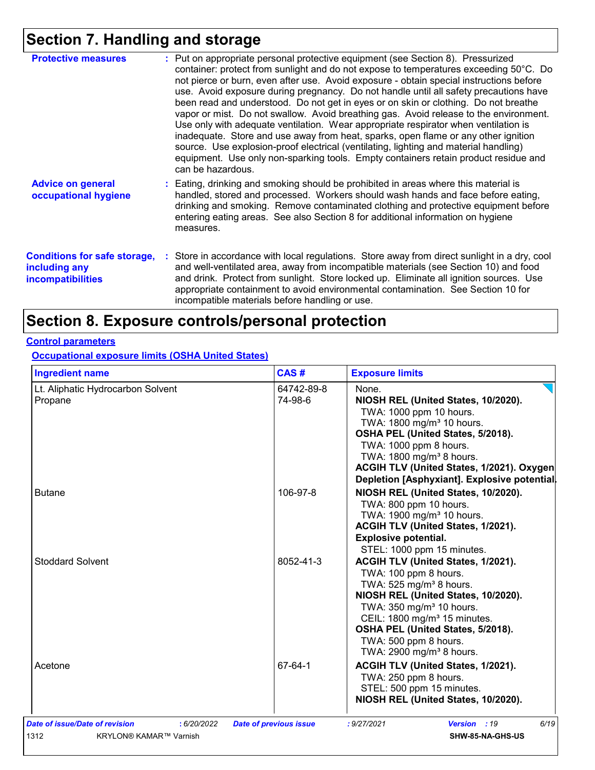## Section 7. Handling and storage

**Protective measures** : Put on appropriate personal protective equipment (see Section 8). Pressurized container: protect from sunlight and do not expose to temperatures exceeding 50°C. Do not pierce or burn, even after use. Avoid exposure - obtain special instructions before use. Avoid exposure during pregnancy. Do not handle until all safety precautions have been read and understood. Do not get in eyes or on skin or clothing. Do not breathe vapor or mist. Do not swallow. Avoid breathing gas. Avoid release to the environment. Use only with adequate ventilation. Wear appropriate respirator when ventilation is inadequate. Store and use away from heat, sparks, open flame or any other ignition source. Use explosion-proof electrical (ventilating, lighting and material handling) equipment. Use only non-sparking tools. Empty containers retain product residue and can be hazardous.

**Advice on general occupational hygiene** : Eating, drinking and smoking should be prohibited in areas where this material is handled, stored and processed. Workers should wash hands and face before eating, drinking and smoking. Remove contaminated clothing and protective equipment before entering eating areas. See also Section 8 for additional information on hygiene measures.

**Conditions for safe storage, including any incompatibilities** : Store in accordance with local regulations. Store away from direct sunlight in a dry, cool and well-ventilated area, away from incompatible materials (see Section 10) and food and drink. Protect from sunlight. Store locked up. Eliminate all ignition sources. Use appropriate containment to avoid environmental contamination. See Section 10 for incompatible materials before handling or use.

## Section 8. Exposure controls/personal protection

**Control parameters**

**Occupational exposure limits (OSHA United States)**

| Ingredient name | CAS # | Exposure limits |
|---|---|---|
| Lt. Aliphatic Hydrocarbon Solvent | 64742-89-8 | None. |
| Propane | 74-98-6 | **NIOSH REL (United States, 10/2020).**<br>TWA: 1000 ppm 10 hours.<br>TWA: 1800 mg/m³ 10 hours.<br>**OSHA PEL (United States, 5/2018).**<br>TWA: 1000 ppm 8 hours.<br>TWA: 1800 mg/m³ 8 hours.<br>**ACGIH TLV (United States, 1/2021). Oxygen Depletion [Asphyxiant]. Explosive potential.** |
| Butane | 106-97-8 | **NIOSH REL (United States, 10/2020).**<br>TWA: 800 ppm 10 hours.<br>TWA: 1900 mg/m³ 10 hours.<br>**ACGIH TLV (United States, 1/2021). Explosive potential.**<br>STEL: 1000 ppm 15 minutes. |
| Stoddard Solvent | 8052-41-3 | **ACGIH TLV (United States, 1/2021).**<br>TWA: 100 ppm 8 hours.<br>TWA: 525 mg/m³ 8 hours.<br>**NIOSH REL (United States, 10/2020).**<br>TWA: 350 mg/m³ 10 hours.<br>CEIL: 1800 mg/m³ 15 minutes.<br>**OSHA PEL (United States, 5/2018).**<br>TWA: 500 ppm 8 hours.<br>TWA: 2900 mg/m³ 8 hours. |
| Acetone | 67-64-1 | **ACGIH TLV (United States, 1/2021).**<br>TWA: 250 ppm 8 hours.<br>STEL: 500 ppm 15 minutes.<br>**NIOSH REL (United States, 10/2020).** |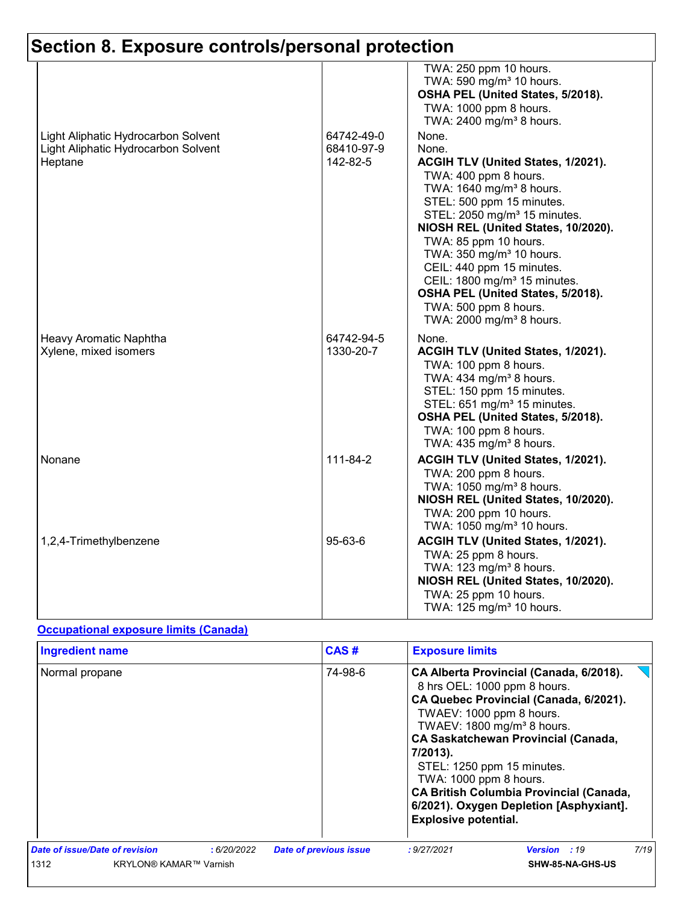# Section 8. Exposure controls/personal protection

| | | |
|---|---|---|
| | | TWA: 250 ppm 10 hours.<br>TWA: 590 mg/m³ 10 hours.<br>**OSHA PEL (United States, 5/2018).**<br>TWA: 1000 ppm 8 hours.<br>TWA: 2400 mg/m³ 8 hours. |
| Light Aliphatic Hydrocarbon Solvent | 64742-49-0 | None. |
| Light Aliphatic Hydrocarbon Solvent | 68410-97-9 | None. |
| Heptane | 142-82-5 | **ACGIH TLV (United States, 1/2021).**<br>TWA: 400 ppm 8 hours.<br>TWA: 1640 mg/m³ 8 hours.<br>STEL: 500 ppm 15 minutes.<br>STEL: 2050 mg/m³ 15 minutes.<br>**NIOSH REL (United States, 10/2020).**<br>TWA: 85 ppm 10 hours.<br>TWA: 350 mg/m³ 10 hours.<br>CEIL: 440 ppm 15 minutes.<br>CEIL: 1800 mg/m³ 15 minutes.<br>**OSHA PEL (United States, 5/2018).**<br>TWA: 500 ppm 8 hours.<br>TWA: 2000 mg/m³ 8 hours. |
| Heavy Aromatic Naphtha | 64742-94-5 | None. |
| Xylene, mixed isomers | 1330-20-7 | **ACGIH TLV (United States, 1/2021).**<br>TWA: 100 ppm 8 hours.<br>TWA: 434 mg/m³ 8 hours.<br>STEL: 150 ppm 15 minutes.<br>STEL: 651 mg/m³ 15 minutes.<br>**OSHA PEL (United States, 5/2018).**<br>TWA: 100 ppm 8 hours.<br>TWA: 435 mg/m³ 8 hours. |
| Nonane | 111-84-2 | **ACGIH TLV (United States, 1/2021).**<br>TWA: 200 ppm 8 hours.<br>TWA: 1050 mg/m³ 8 hours.<br>**NIOSH REL (United States, 10/2020).**<br>TWA: 200 ppm 10 hours.<br>TWA: 1050 mg/m³ 10 hours. |
| 1,2,4-Trimethylbenzene | 95-63-6 | **ACGIH TLV (United States, 1/2021).**<br>TWA: 25 ppm 8 hours.<br>TWA: 123 mg/m³ 8 hours.<br>**NIOSH REL (United States, 10/2020).**<br>TWA: 25 ppm 10 hours.<br>TWA: 125 mg/m³ 10 hours. |

**Occupational exposure limits (Canada)**

| Ingredient name | CAS # | Exposure limits |
|---|---|---|
| Normal propane | 74-98-6 | **CA Alberta Provincial (Canada, 6/2018).**<br>8 hrs OEL: 1000 ppm 8 hours.<br>**CA Quebec Provincial (Canada, 6/2021).**<br>TWAEV: 1000 ppm 8 hours.<br>TWAEV: 1800 mg/m³ 8 hours.<br>**CA Saskatchewan Provincial (Canada, 7/2013).**<br>STEL: 1250 ppm 15 minutes.<br>TWA: 1000 ppm 8 hours.<br>**CA British Columbia Provincial (Canada, 6/2021). Oxygen Depletion [Asphyxiant]. Explosive potential.** |

*Date of issue/Date of revision* : 6/20/2022 *Date of previous issue* : 9/27/2021 *Version* : 19

1312 KRYLON® KAMAR™ Varnish SHW-85-NA-GHS-US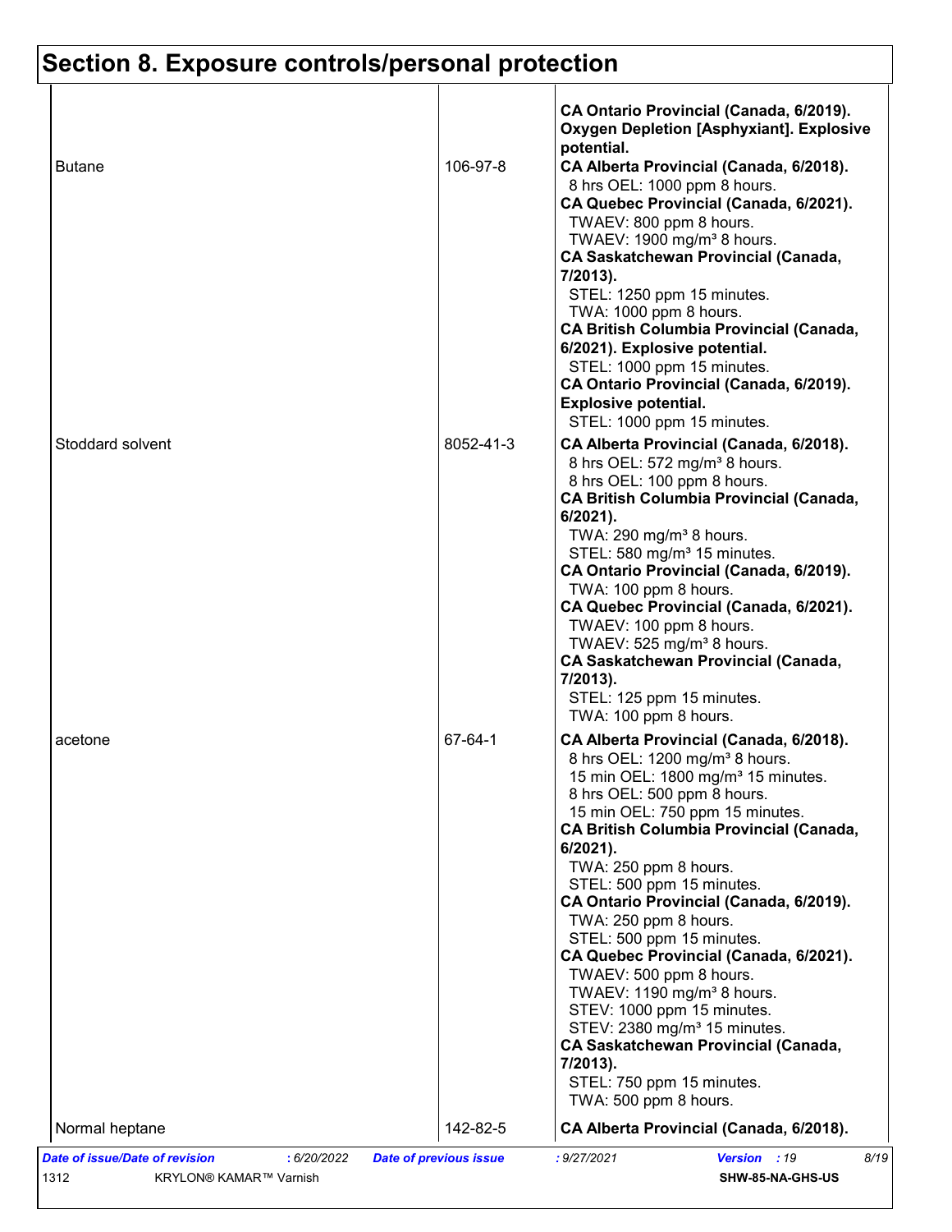# Section 8. Exposure controls/personal protection

| | | |
|---|---|---|
| | | **CA Ontario Provincial (Canada, 6/2019). Oxygen Depletion [Asphyxiant]. Explosive potential.** |
| Butane | 106-97-8 | **CA Alberta Provincial (Canada, 6/2018).**<br>8 hrs OEL: 1000 ppm 8 hours.<br>**CA Quebec Provincial (Canada, 6/2021).**<br>TWAEV: 800 ppm 8 hours.<br>TWAEV: 1900 mg/m³ 8 hours.<br>**CA Saskatchewan Provincial (Canada, 7/2013).**<br>STEL: 1250 ppm 15 minutes.<br>TWA: 1000 ppm 8 hours.<br>**CA British Columbia Provincial (Canada, 6/2021). Explosive potential.**<br>STEL: 1000 ppm 15 minutes.<br>**CA Ontario Provincial (Canada, 6/2019). Explosive potential.**<br>STEL: 1000 ppm 15 minutes. |
| Stoddard solvent | 8052-41-3 | **CA Alberta Provincial (Canada, 6/2018).**<br>8 hrs OEL: 572 mg/m³ 8 hours.<br>8 hrs OEL: 100 ppm 8 hours.<br>**CA British Columbia Provincial (Canada, 6/2021).**<br>TWA: 290 mg/m³ 8 hours.<br>STEL: 580 mg/m³ 15 minutes.<br>**CA Ontario Provincial (Canada, 6/2019).**<br>TWA: 100 ppm 8 hours.<br>**CA Quebec Provincial (Canada, 6/2021).**<br>TWAEV: 100 ppm 8 hours.<br>TWAEV: 525 mg/m³ 8 hours.<br>**CA Saskatchewan Provincial (Canada, 7/2013).**<br>STEL: 125 ppm 15 minutes.<br>TWA: 100 ppm 8 hours. |
| acetone | 67-64-1 | **CA Alberta Provincial (Canada, 6/2018).**<br>8 hrs OEL: 1200 mg/m³ 8 hours.<br>15 min OEL: 1800 mg/m³ 15 minutes.<br>8 hrs OEL: 500 ppm 8 hours.<br>15 min OEL: 750 ppm 15 minutes.<br>**CA British Columbia Provincial (Canada, 6/2021).**<br>TWA: 250 ppm 8 hours.<br>STEL: 500 ppm 15 minutes.<br>**CA Ontario Provincial (Canada, 6/2019).**<br>TWA: 250 ppm 8 hours.<br>STEL: 500 ppm 15 minutes.<br>**CA Quebec Provincial (Canada, 6/2021).**<br>TWAEV: 500 ppm 8 hours.<br>TWAEV: 1190 mg/m³ 8 hours.<br>STEV: 1000 ppm 15 minutes.<br>STEV: 2380 mg/m³ 15 minutes.<br>**CA Saskatchewan Provincial (Canada, 7/2013).**<br>STEL: 750 ppm 15 minutes.<br>TWA: 500 ppm 8 hours. |
| Normal heptane | 142-82-5 | **CA Alberta Provincial (Canada, 6/2018).** |

***Date of issue/Date of revision*** : 6/20/2022 ***Date of previous issue*** : 9/27/2021 ***Version*** : 19

1312 KRYLON® KAMAR™ Varnish **SHW-85-NA-GHS-US**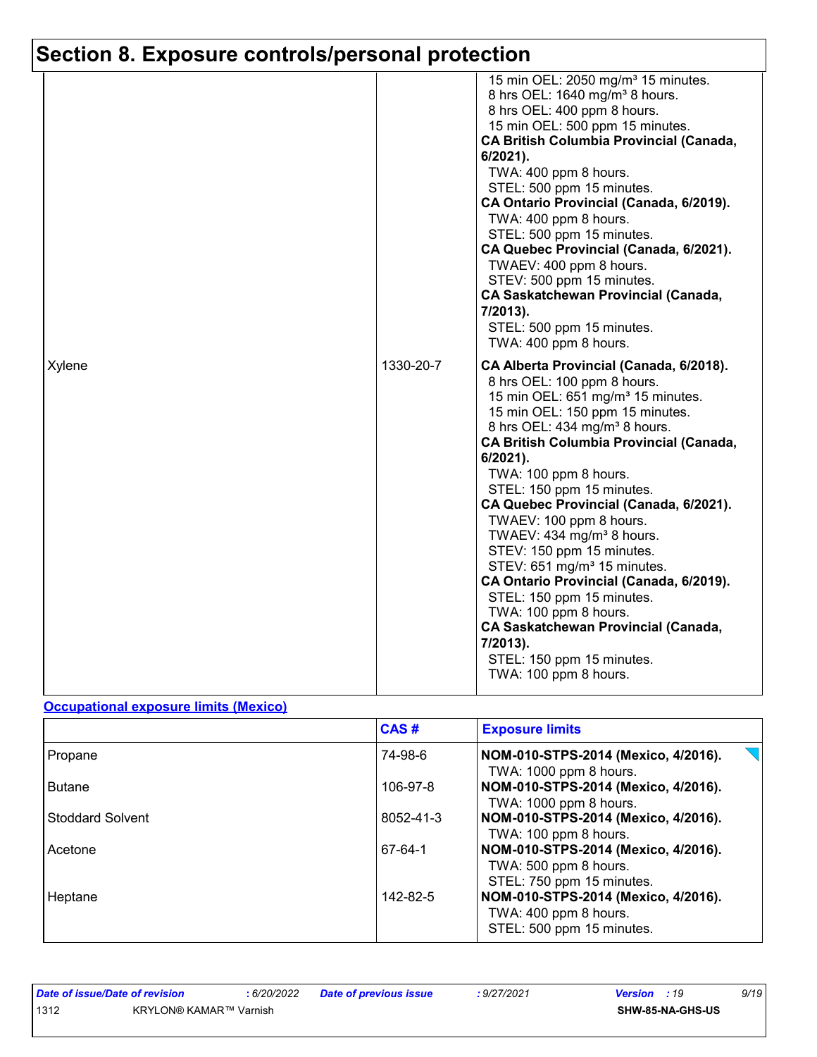# Section 8. Exposure controls/personal protection

| | | |
|---|---|---|
| | | 15 min OEL: 2050 mg/m³ 15 minutes.<br>8 hrs OEL: 1640 mg/m³ 8 hours.<br>8 hrs OEL: 400 ppm 8 hours.<br>15 min OEL: 500 ppm 15 minutes.<br>**CA British Columbia Provincial (Canada, 6/2021).**<br>TWA: 400 ppm 8 hours.<br>STEL: 500 ppm 15 minutes.<br>**CA Ontario Provincial (Canada, 6/2019).**<br>TWA: 400 ppm 8 hours.<br>STEL: 500 ppm 15 minutes.<br>**CA Quebec Provincial (Canada, 6/2021).**<br>TWAEV: 400 ppm 8 hours.<br>STEV: 500 ppm 15 minutes.<br>**CA Saskatchewan Provincial (Canada, 7/2013).**<br>STEL: 500 ppm 15 minutes.<br>TWA: 400 ppm 8 hours. |
| Xylene | 1330-20-7 | **CA Alberta Provincial (Canada, 6/2018).**<br>8 hrs OEL: 100 ppm 8 hours.<br>15 min OEL: 651 mg/m³ 15 minutes.<br>15 min OEL: 150 ppm 15 minutes.<br>8 hrs OEL: 434 mg/m³ 8 hours.<br>**CA British Columbia Provincial (Canada, 6/2021).**<br>TWA: 100 ppm 8 hours.<br>STEL: 150 ppm 15 minutes.<br>**CA Quebec Provincial (Canada, 6/2021).**<br>TWAEV: 100 ppm 8 hours.<br>TWAEV: 434 mg/m³ 8 hours.<br>STEV: 150 ppm 15 minutes.<br>STEV: 651 mg/m³ 15 minutes.<br>**CA Ontario Provincial (Canada, 6/2019).**<br>STEL: 150 ppm 15 minutes.<br>TWA: 100 ppm 8 hours.<br>**CA Saskatchewan Provincial (Canada, 7/2013).**<br>STEL: 150 ppm 15 minutes.<br>TWA: 100 ppm 8 hours. |

**Occupational exposure limits (Mexico)**

| | CAS # | Exposure limits |
|---|---|---|
| Propane | 74-98-6 | **NOM-010-STPS-2014 (Mexico, 4/2016).**<br>TWA: 1000 ppm 8 hours. |
| Butane | 106-97-8 | **NOM-010-STPS-2014 (Mexico, 4/2016).**<br>TWA: 1000 ppm 8 hours. |
| Stoddard Solvent | 8052-41-3 | **NOM-010-STPS-2014 (Mexico, 4/2016).**<br>TWA: 100 ppm 8 hours. |
| Acetone | 67-64-1 | **NOM-010-STPS-2014 (Mexico, 4/2016).**<br>TWA: 500 ppm 8 hours.<br>STEL: 750 ppm 15 minutes. |
| Heptane | 142-82-5 | **NOM-010-STPS-2014 (Mexico, 4/2016).**<br>TWA: 400 ppm 8 hours.<br>STEL: 500 ppm 15 minutes. |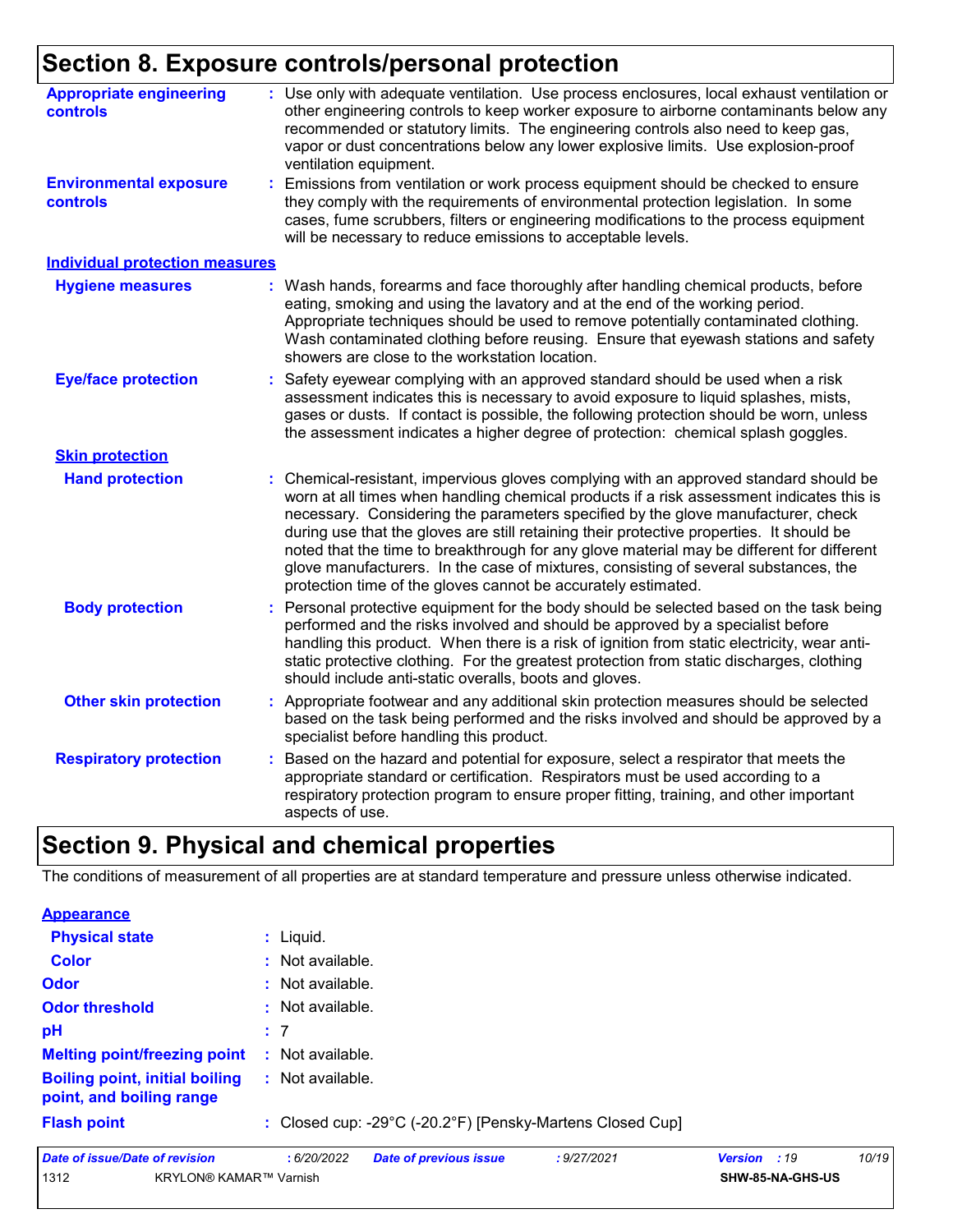## Section 8. Exposure controls/personal protection

**Appropriate engineering controls** : Use only with adequate ventilation. Use process enclosures, local exhaust ventilation or other engineering controls to keep worker exposure to airborne contaminants below any recommended or statutory limits. The engineering controls also need to keep gas, vapor or dust concentrations below any lower explosive limits. Use explosion-proof ventilation equipment.

**Environmental exposure controls** : Emissions from ventilation or work process equipment should be checked to ensure they comply with the requirements of environmental protection legislation. In some cases, fume scrubbers, filters or engineering modifications to the process equipment will be necessary to reduce emissions to acceptable levels.

### Individual protection measures

**Hygiene measures** : Wash hands, forearms and face thoroughly after handling chemical products, before eating, smoking and using the lavatory and at the end of the working period. Appropriate techniques should be used to remove potentially contaminated clothing. Wash contaminated clothing before reusing. Ensure that eyewash stations and safety showers are close to the workstation location.

**Eye/face protection** : Safety eyewear complying with an approved standard should be used when a risk assessment indicates this is necessary to avoid exposure to liquid splashes, mists, gases or dusts. If contact is possible, the following protection should be worn, unless the assessment indicates a higher degree of protection: chemical splash goggles.

**Skin protection**

**Hand protection** : Chemical-resistant, impervious gloves complying with an approved standard should be worn at all times when handling chemical products if a risk assessment indicates this is necessary. Considering the parameters specified by the glove manufacturer, check during use that the gloves are still retaining their protective properties. It should be noted that the time to breakthrough for any glove material may be different for different glove manufacturers. In the case of mixtures, consisting of several substances, the protection time of the gloves cannot be accurately estimated.

**Body protection** : Personal protective equipment for the body should be selected based on the task being performed and the risks involved and should be approved by a specialist before handling this product. When there is a risk of ignition from static electricity, wear anti-static protective clothing. For the greatest protection from static discharges, clothing should include anti-static overalls, boots and gloves.

**Other skin protection** : Appropriate footwear and any additional skin protection measures should be selected based on the task being performed and the risks involved and should be approved by a specialist before handling this product.

**Respiratory protection** : Based on the hazard and potential for exposure, select a respirator that meets the appropriate standard or certification. Respirators must be used according to a respiratory protection program to ensure proper fitting, training, and other important aspects of use.

## Section 9. Physical and chemical properties

The conditions of measurement of all properties are at standard temperature and pressure unless otherwise indicated.

**Appearance**

**Physical state** : Liquid.

**Color** : Not available.

**Odor** : Not available.

**Odor threshold** : Not available.

**pH** : 7

**Melting point/freezing point** : Not available.

**Boiling point, initial boiling point, and boiling range** : Not available.

**Flash point** : Closed cup: -29°C (-20.2°F) [Pensky-Martens Closed Cup]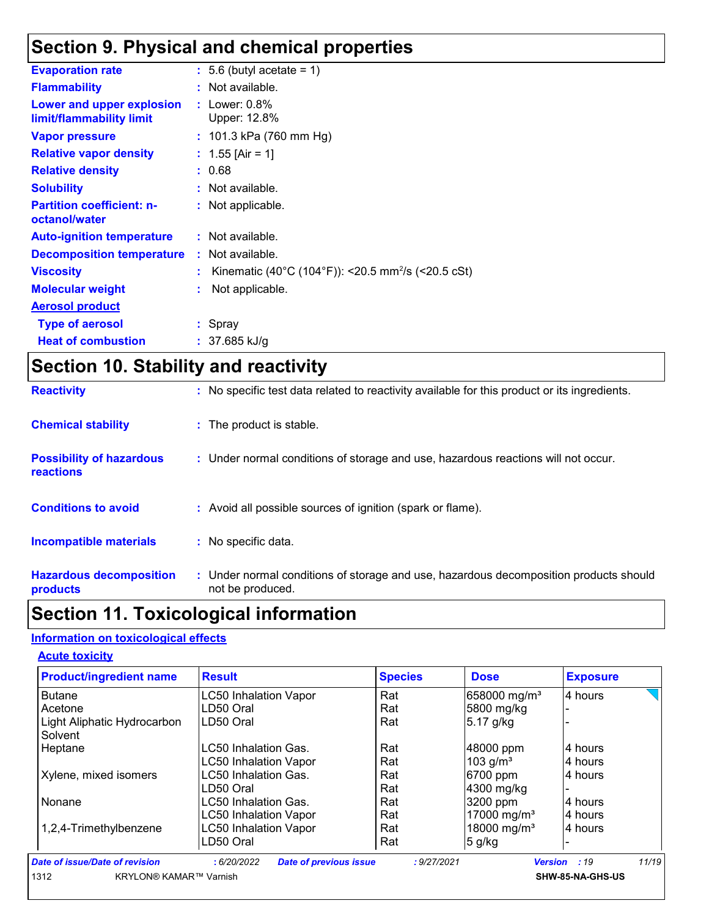## Section 9. Physical and chemical properties

| | | |
|---|---|---|
| **Evaporation rate** | : | 5.6 (butyl acetate = 1) |
| **Flammability** | : | Not available. |
| **Lower and upper explosion limit/flammability limit** | : | Lower: 0.8%<br>Upper: 12.8% |
| **Vapor pressure** | : | 101.3 kPa (760 mm Hg) |
| **Relative vapor density** | : | 1.55 [Air = 1] |
| **Relative density** | : | 0.68 |
| **Solubility** | : | Not available. |
| **Partition coefficient: n-octanol/water** | : | Not applicable. |
| **Auto-ignition temperature** | : | Not available. |
| **Decomposition temperature** | : | Not available. |
| **Viscosity** | : | Kinematic (40°C (104°F)): <20.5 $mm^2/s$ (<20.5 cSt) |
| **Molecular weight** | : | Not applicable. |

**Aerosol product**

| | | |
|---|---|---|
| **Type of aerosol** | : | Spray |
| **Heat of combustion** | : | 37.685 kJ/g |

## Section 10. Stability and reactivity

| | | |
|---|---|---|
| **Reactivity** | : | No specific test data related to reactivity available for this product or its ingredients. |
| **Chemical stability** | : | The product is stable. |
| **Possibility of hazardous reactions** | : | Under normal conditions of storage and use, hazardous reactions will not occur. |
| **Conditions to avoid** | : | Avoid all possible sources of ignition (spark or flame). |
| **Incompatible materials** | : | No specific data. |
| **Hazardous decomposition products** | : | Under normal conditions of storage and use, hazardous decomposition products should not be produced. |

## Section 11. Toxicological information

**Information on toxicological effects**

**Acute toxicity**

| Product/ingredient name | Result | Species | Dose | Exposure |
|---|---|---|---|---|
| Butane | LC50 Inhalation Vapor | Rat | 658000 $mg/m^3$ | 4 hours |
| Acetone | LD50 Oral | Rat | 5800 mg/kg | - |
| Light Aliphatic Hydrocarbon Solvent | LD50 Oral | Rat | 5.17 g/kg | - |
| Heptane | LC50 Inhalation Gas. | Rat | 48000 ppm | 4 hours |
| | LC50 Inhalation Vapor | Rat | 103 $g/m^3$ | 4 hours |
| Xylene, mixed isomers | LC50 Inhalation Gas. | Rat | 6700 ppm | 4 hours |
| | LD50 Oral | Rat | 4300 mg/kg | - |
| Nonane | LC50 Inhalation Gas. | Rat | 3200 ppm | 4 hours |
| | LC50 Inhalation Vapor | Rat | 17000 $mg/m^3$ | 4 hours |
| 1,2,4-Trimethylbenzene | LC50 Inhalation Vapor | Rat | 18000 $mg/m^3$ | 4 hours |
| | LD50 Oral | Rat | 5 g/kg | - |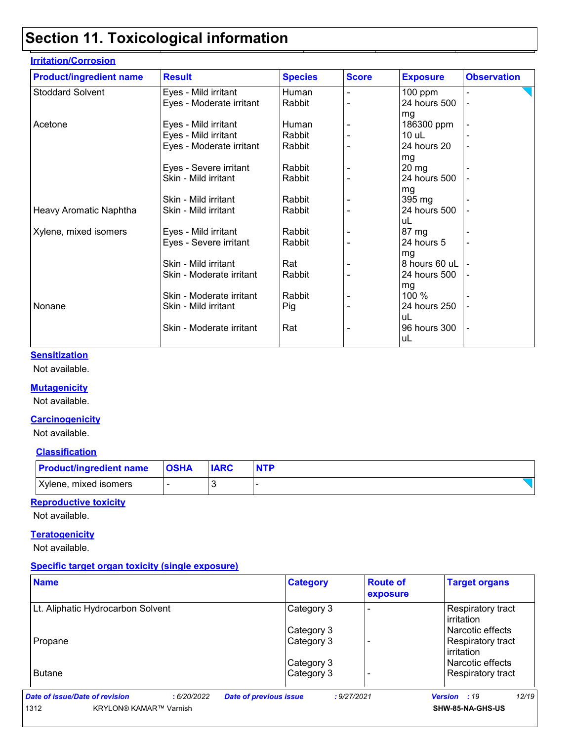# Section 11. Toxicological information

### Irritation/Corrosion

| Product/ingredient name | Result | Species | Score | Exposure | Observation |
| --- | --- | --- | --- | --- | --- |
| Stoddard Solvent | Eyes - Mild irritant | Human | - | 100 ppm | - |
| | Eyes - Moderate irritant | Rabbit | - | 24 hours 500 mg | - |
| Acetone | Eyes - Mild irritant | Human | - | 186300 ppm | - |
| | Eyes - Mild irritant | Rabbit | - | 10 uL | - |
| | Eyes - Moderate irritant | Rabbit | - | 24 hours 20 mg | - |
| | Eyes - Severe irritant | Rabbit | - | 20 mg | - |
| | Skin - Mild irritant | Rabbit | - | 24 hours 500 mg | - |
| | Skin - Mild irritant | Rabbit | - | 395 mg | - |
| Heavy Aromatic Naphtha | Skin - Mild irritant | Rabbit | - | 24 hours 500 uL | - |
| Xylene, mixed isomers | Eyes - Mild irritant | Rabbit | - | 87 mg | - |
| | Eyes - Severe irritant | Rabbit | - | 24 hours 5 mg | - |
| | Skin - Mild irritant | Rat | - | 8 hours 60 uL | - |
| | Skin - Moderate irritant | Rabbit | - | 24 hours 500 mg | - |
| | Skin - Moderate irritant | Rabbit | - | 100 % | - |
| Nonane | Skin - Mild irritant | Pig | - | 24 hours 250 uL | - |
| | Skin - Moderate irritant | Rat | - | 96 hours 300 uL | - |

### Sensitization

Not available.

### Mutagenicity

Not available.

### Carcinogenicity

Not available.

### Classification

| Product/ingredient name | OSHA | IARC | NTP |
| --- | --- | --- | --- |
| Xylene, mixed isomers | - | 3 | - |

### Reproductive toxicity

Not available.

### Teratogenicity

Not available.

### Specific target organ toxicity (single exposure)

| Name | Category | Route of exposure | Target organs |
| --- | --- | --- | --- |
| Lt. Aliphatic Hydrocarbon Solvent | Category 3 | - | Respiratory tract irritation |
| | Category 3 | | Narcotic effects |
| Propane | Category 3 | - | Respiratory tract irritation |
| | Category 3 | | Narcotic effects |
| Butane | Category 3 | - | Respiratory tract |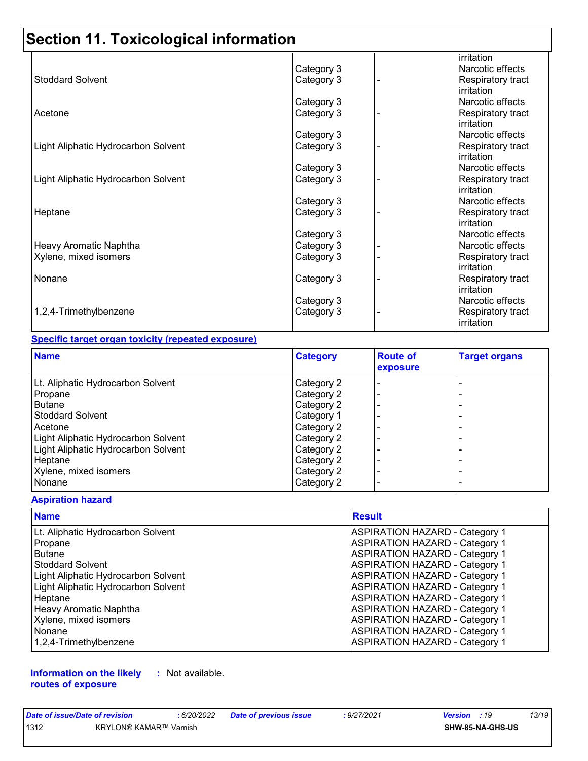# Section 11. Toxicological information

| Name | Category | Route of exposure | Target organs |
|---|---|---|---|
| | | | irritation |
| Stoddard Solvent | Category 3<br>Category 3 | - | Narcotic effects<br>Respiratory tract irritation |
| Acetone | Category 3<br>Category 3 | - | Narcotic effects<br>Respiratory tract irritation |
| Light Aliphatic Hydrocarbon Solvent | Category 3<br>Category 3 | - | Narcotic effects<br>Respiratory tract irritation |
| Light Aliphatic Hydrocarbon Solvent | Category 3<br>Category 3 | - | Narcotic effects<br>Respiratory tract irritation |
| Heptane | Category 3<br>Category 3 | - | Narcotic effects<br>Respiratory tract irritation |
| Heavy Aromatic Naphtha | Category 3<br>Category 3 | - | Narcotic effects<br>Narcotic effects |
| Xylene, mixed isomers | Category 3 | - | Respiratory tract irritation |
| Nonane | Category 3 | - | Respiratory tract irritation |
| 1,2,4-Trimethylbenzene | Category 3<br>Category 3 | - | Narcotic effects<br>Respiratory tract irritation |

**Specific target organ toxicity (repeated exposure)**

| Name | Category | Route of exposure | Target organs |
|---|---|---|---|
| Lt. Aliphatic Hydrocarbon Solvent | Category 2 | - | - |
| Propane | Category 2 | - | - |
| Butane | Category 2 | - | - |
| Stoddard Solvent | Category 1 | - | - |
| Acetone | Category 2 | - | - |
| Light Aliphatic Hydrocarbon Solvent | Category 2 | - | - |
| Light Aliphatic Hydrocarbon Solvent | Category 2 | - | - |
| Heptane | Category 2 | - | - |
| Xylene, mixed isomers | Category 2 | - | - |
| Nonane | Category 2 | - | - |

**Aspiration hazard**

| Name | Result |
|---|---|
| Lt. Aliphatic Hydrocarbon Solvent | ASPIRATION HAZARD - Category 1 |
| Propane | ASPIRATION HAZARD - Category 1 |
| Butane | ASPIRATION HAZARD - Category 1 |
| Stoddard Solvent | ASPIRATION HAZARD - Category 1 |
| Light Aliphatic Hydrocarbon Solvent | ASPIRATION HAZARD - Category 1 |
| Light Aliphatic Hydrocarbon Solvent | ASPIRATION HAZARD - Category 1 |
| Heptane | ASPIRATION HAZARD - Category 1 |
| Heavy Aromatic Naphtha | ASPIRATION HAZARD - Category 1 |
| Xylene, mixed isomers | ASPIRATION HAZARD - Category 1 |
| Nonane | ASPIRATION HAZARD - Category 1 |
| 1,2,4-Trimethylbenzene | ASPIRATION HAZARD - Category 1 |

**Information on the likely routes of exposure** : Not available.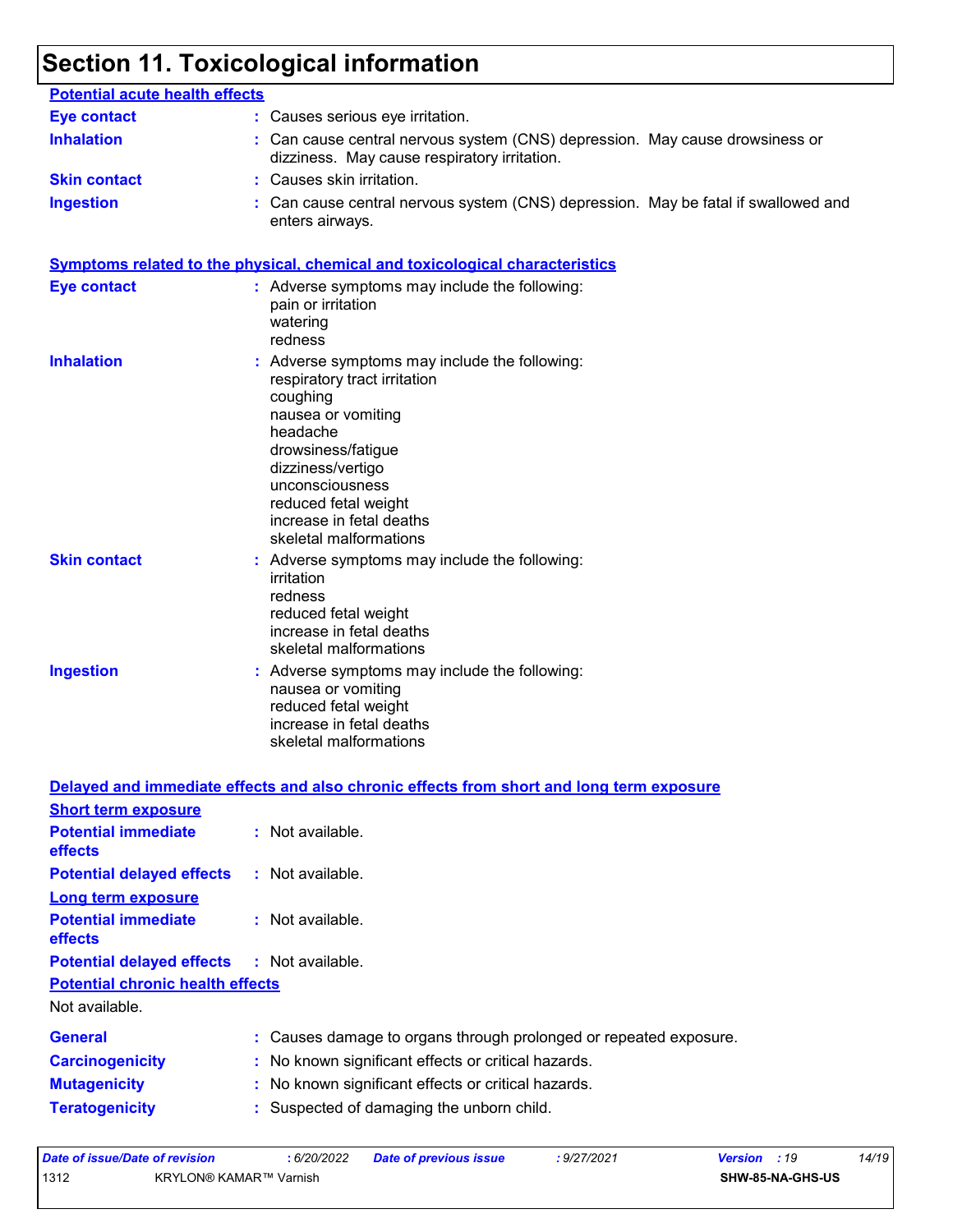# Section 11. Toxicological information

**Potential acute health effects**

**Eye contact** : Causes serious eye irritation.

**Inhalation** : Can cause central nervous system (CNS) depression. May cause drowsiness or dizziness. May cause respiratory irritation.

**Skin contact** : Causes skin irritation.

**Ingestion** : Can cause central nervous system (CNS) depression. May be fatal if swallowed and enters airways.

**Symptoms related to the physical, chemical and toxicological characteristics**

**Eye contact** : Adverse symptoms may include the following:
pain or irritation
watering
redness

**Inhalation** : Adverse symptoms may include the following:
respiratory tract irritation
coughing
nausea or vomiting
headache
drowsiness/fatigue
dizziness/vertigo
unconsciousness
reduced fetal weight
increase in fetal deaths
skeletal malformations

**Skin contact** : Adverse symptoms may include the following:
irritation
redness
reduced fetal weight
increase in fetal deaths
skeletal malformations

**Ingestion** : Adverse symptoms may include the following:
nausea or vomiting
reduced fetal weight
increase in fetal deaths
skeletal malformations

**Delayed and immediate effects and also chronic effects from short and long term exposure**

**Short term exposure**

**Potential immediate effects** : Not available.

**Potential delayed effects** : Not available.

**Long term exposure**

**Potential immediate effects** : Not available.

**Potential delayed effects** : Not available.

**Potential chronic health effects**

Not available.

**General** : Causes damage to organs through prolonged or repeated exposure.

**Carcinogenicity** : No known significant effects or critical hazards.

**Mutagenicity** : No known significant effects or critical hazards.

**Teratogenicity** : Suspected of damaging the unborn child.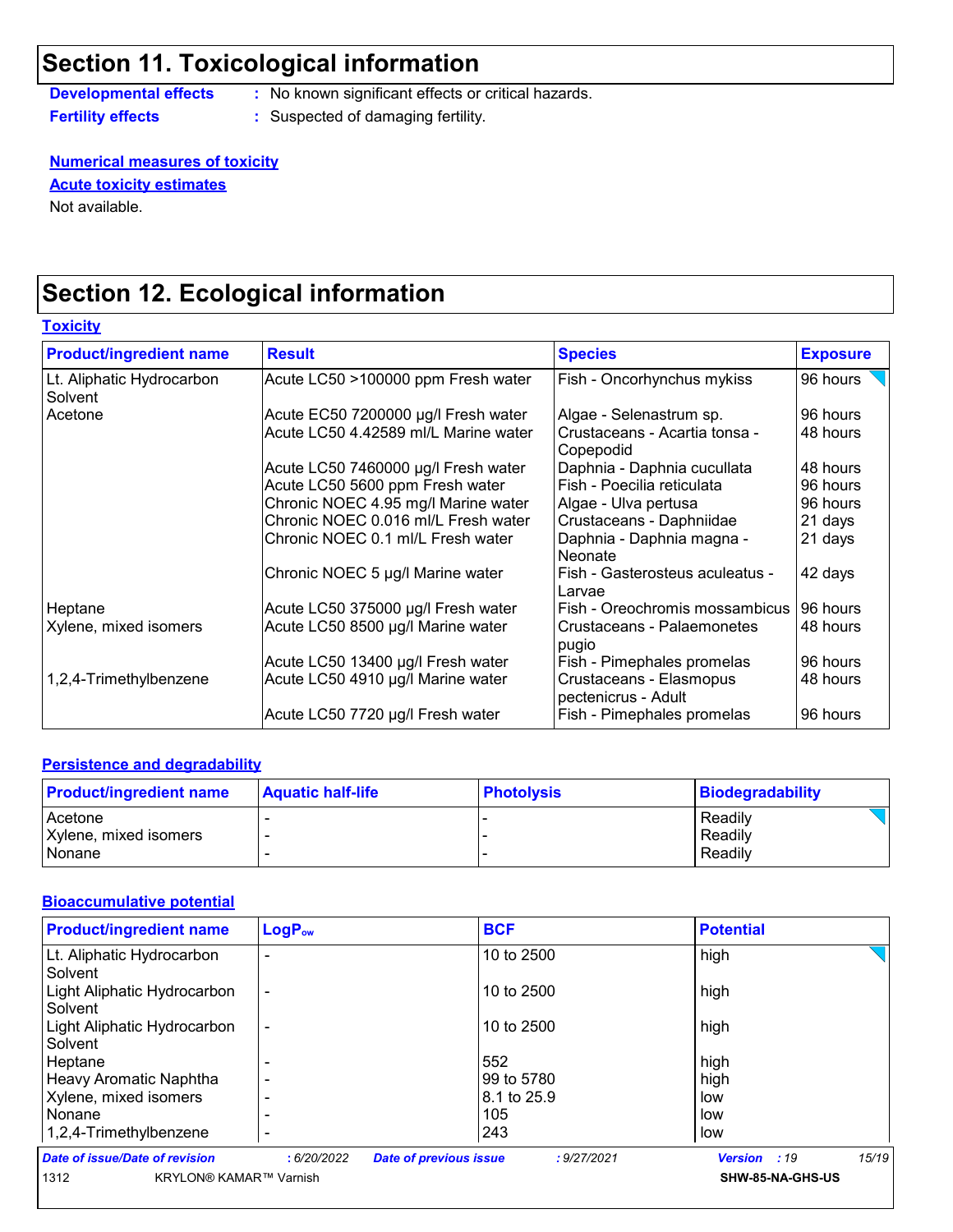## Section 11. Toxicological information

**Developmental effects** : No known significant effects or critical hazards.

**Fertility effects** : Suspected of damaging fertility.

**Numerical measures of toxicity**

**Acute toxicity estimates**

Not available.

## Section 12. Ecological information

**Toxicity**

| Product/ingredient name | Result | Species | Exposure |
|---|---|---|---|
| Lt. Aliphatic Hydrocarbon Solvent | Acute LC50 >100000 ppm Fresh water | Fish - Oncorhynchus mykiss | 96 hours |
| Acetone | Acute EC50 7200000 µg/l Fresh water | Algae - Selenastrum sp. | 96 hours |
| | Acute LC50 4.42589 ml/L Marine water | Crustaceans - Acartia tonsa - Copepodid | 48 hours |
| | Acute LC50 7460000 µg/l Fresh water | Daphnia - Daphnia cucullata | 48 hours |
| | Acute LC50 5600 ppm Fresh water | Fish - Poecilia reticulata | 96 hours |
| | Chronic NOEC 4.95 mg/l Marine water | Algae - Ulva pertusa | 96 hours |
| | Chronic NOEC 0.016 ml/L Fresh water | Crustaceans - Daphniidae | 21 days |
| | Chronic NOEC 0.1 ml/L Fresh water | Daphnia - Daphnia magna - Neonate | 21 days |
| | Chronic NOEC 5 µg/l Marine water | Fish - Gasterosteus aculeatus - Larvae | 42 days |
| Heptane | Acute LC50 375000 µg/l Fresh water | Fish - Oreochromis mossambicus | 96 hours |
| Xylene, mixed isomers | Acute LC50 8500 µg/l Marine water | Crustaceans - Palaemonetes pugio | 48 hours |
| | Acute LC50 13400 µg/l Fresh water | Fish - Pimephales promelas | 96 hours |
| 1,2,4-Trimethylbenzene | Acute LC50 4910 µg/l Marine water | Crustaceans - Elasmopus pectenicrus - Adult | 48 hours |
| | Acute LC50 7720 µg/l Fresh water | Fish - Pimephales promelas | 96 hours |

**Persistence and degradability**

| Product/ingredient name | Aquatic half-life | Photolysis | Biodegradability |
|---|---|---|---|
| Acetone | - | - | Readily |
| Xylene, mixed isomers | - | - | Readily |
| Nonane | - | - | Readily |

**Bioaccumulative potential**

| Product/ingredient name | $LogP_{ow}$ | BCF | Potential |
|---|---|---|---|
| Lt. Aliphatic Hydrocarbon Solvent | - | 10 to 2500 | high |
| Light Aliphatic Hydrocarbon Solvent | - | 10 to 2500 | high |
| Light Aliphatic Hydrocarbon Solvent | - | 10 to 2500 | high |
| Heptane | - | 552 | high |
| Heavy Aromatic Naphtha | - | 99 to 5780 | high |
| Xylene, mixed isomers | - | 8.1 to 25.9 | low |
| Nonane | - | 105 | low |
| 1,2,4-Trimethylbenzene | - | 243 | low |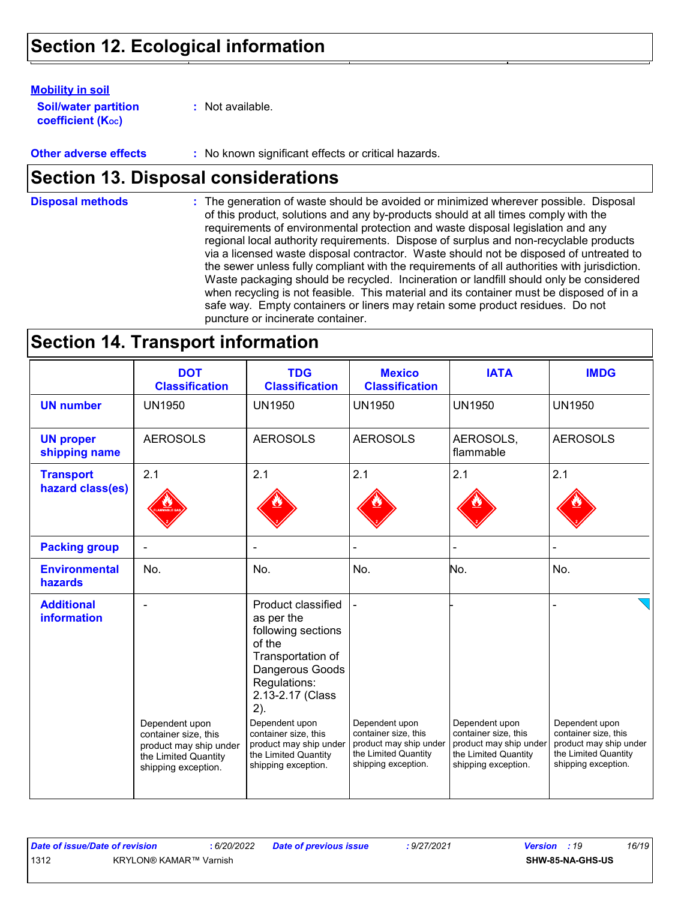## Section 12. Ecological information

**Mobility in soil**

**Soil/water partition coefficient ($K_{OC}$)** : Not available.

**Other adverse effects** : No known significant effects or critical hazards.

## Section 13. Disposal considerations

**Disposal methods** : The generation of waste should be avoided or minimized wherever possible. Disposal of this product, solutions and any by-products should at all times comply with the requirements of environmental protection and waste disposal legislation and any regional local authority requirements. Dispose of surplus and non-recyclable products via a licensed waste disposal contractor. Waste should not be disposed of untreated to the sewer unless fully compliant with the requirements of all authorities with jurisdiction. Waste packaging should be recycled. Incineration or landfill should only be considered when recycling is not feasible. This material and its container must be disposed of in a safe way. Empty containers or liners may retain some product residues. Do not puncture or incinerate container.

## Section 14. Transport information

| | DOT Classification | TDG Classification | Mexico Classification | IATA | IMDG |
|---|---|---|---|---|---|
| **UN number** | UN1950 | UN1950 | UN1950 | UN1950 | UN1950 |
| **UN proper shipping name** | AEROSOLS | AEROSOLS | AEROSOLS | AEROSOLS, flammable | AEROSOLS |
| **Transport hazard class(es)** | 2.1 | 2.1 | 2.1 | 2.1 | 2.1 |
| **Packing group** | - | - | - | - | - |
| **Environmental hazards** | No. | No. | No. | No. | No. |
| **Additional information** | - Dependent upon container size, this product may ship under the Limited Quantity shipping exception. | Product classified as per the following sections of the Transportation of Dangerous Goods Regulations: 2.13-2.17 (Class 2). Dependent upon container size, this product may ship under the Limited Quantity shipping exception. | - Dependent upon container size, this product may ship under the Limited Quantity shipping exception. | - Dependent upon container size, this product may ship under the Limited Quantity shipping exception. | - Dependent upon container size, this product may ship under the Limited Quantity shipping exception. |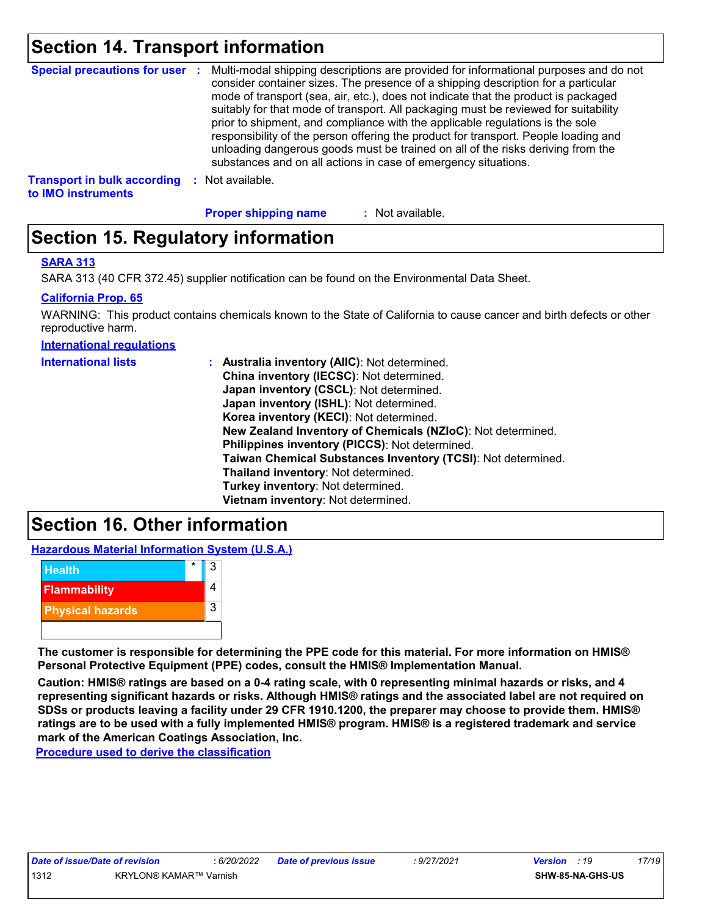## Section 14. Transport information

**Special precautions for user** : Multi-modal shipping descriptions are provided for informational purposes and do not consider container sizes. The presence of a shipping description for a particular mode of transport (sea, air, etc.), does not indicate that the product is packaged suitably for that mode of transport. All packaging must be reviewed for suitability prior to shipment, and compliance with the applicable regulations is the sole responsibility of the person offering the product for transport. People loading and unloading dangerous goods must be trained on all of the risks deriving from the substances and on all actions in case of emergency situations.

**Transport in bulk according to IMO instruments** : Not available.

**Proper shipping name** : Not available.

## Section 15. Regulatory information

**SARA 313**

SARA 313 (40 CFR 372.45) supplier notification can be found on the Environmental Data Sheet.

**California Prop. 65**

WARNING: This product contains chemicals known to the State of California to cause cancer and birth defects or other reproductive harm.

**International regulations**

**International lists** :
**Australia inventory (AIIC)**: Not determined.
**China inventory (IECSC)**: Not determined.
**Japan inventory (CSCL)**: Not determined.
**Japan inventory (ISHL)**: Not determined.
**Korea inventory (KECI)**: Not determined.
**New Zealand Inventory of Chemicals (NZIoC)**: Not determined.
**Philippines inventory (PICCS)**: Not determined.
**Taiwan Chemical Substances Inventory (TCSI)**: Not determined.
**Thailand inventory**: Not determined.
**Turkey inventory**: Not determined.
**Vietnam inventory**: Not determined.

## Section 16. Other information

**Hazardous Material Information System (U.S.A.)**

| | | |
|---|---|---|
| Health | * | 3 |
| Flammability | | 4 |
| Physical hazards | | 3 |
| | | |

**The customer is responsible for determining the PPE code for this material. For more information on HMIS® Personal Protective Equipment (PPE) codes, consult the HMIS® Implementation Manual.**

**Caution: HMIS® ratings are based on a 0-4 rating scale, with 0 representing minimal hazards or risks, and 4 representing significant hazards or risks. Although HMIS® ratings and the associated label are not required on SDSs or products leaving a facility under 29 CFR 1910.1200, the preparer may choose to provide them. HMIS® ratings are to be used with a fully implemented HMIS® program. HMIS® is a registered trademark and service mark of the American Coatings Association, Inc.**

**Procedure used to derive the classification**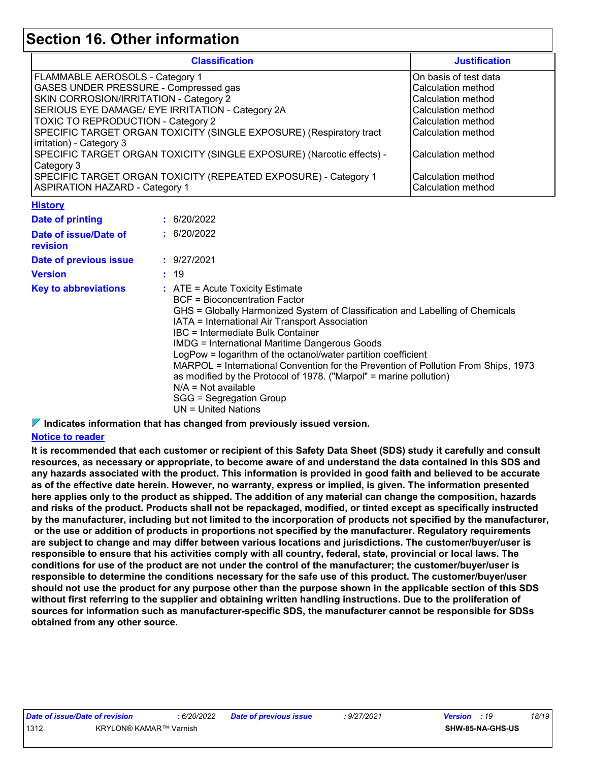# Section 16. Other information

| Classification | Justification |
| --- | --- |
| FLAMMABLE AEROSOLS - Category 1 | On basis of test data |
| GASES UNDER PRESSURE - Compressed gas | Calculation method |
| SKIN CORROSION/IRRITATION - Category 2 | Calculation method |
| SERIOUS EYE DAMAGE/ EYE IRRITATION - Category 2A | Calculation method |
| TOXIC TO REPRODUCTION - Category 2 | Calculation method |
| SPECIFIC TARGET ORGAN TOXICITY (SINGLE EXPOSURE) (Respiratory tract irritation) - Category 3 | Calculation method |
| SPECIFIC TARGET ORGAN TOXICITY (SINGLE EXPOSURE) (Narcotic effects) - Category 3 | Calculation method |
| SPECIFIC TARGET ORGAN TOXICITY (REPEATED EXPOSURE) - Category 1 | Calculation method |
| ASPIRATION HAZARD - Category 1 | Calculation method |

**History**

**Date of printing** : 6/20/2022

**Date of issue/Date of revision** : 6/20/2022

**Date of previous issue** : 9/27/2021

**Version** : 19

**Key to abbreviations** : ATE = Acute Toxicity Estimate
BCF = Bioconcentration Factor
GHS = Globally Harmonized System of Classification and Labelling of Chemicals
IATA = International Air Transport Association
IBC = Intermediate Bulk Container
IMDG = International Maritime Dangerous Goods
LogPow = logarithm of the octanol/water partition coefficient
MARPOL = International Convention for the Prevention of Pollution From Ships, 1973 as modified by the Protocol of 1978. ("Marpol" = marine pollution)
N/A = Not available
SGG = Segregation Group
UN = United Nations

**Indicates information that has changed from previously issued version.**

**Notice to reader**

**It is recommended that each customer or recipient of this Safety Data Sheet (SDS) study it carefully and consult resources, as necessary or appropriate, to become aware of and understand the data contained in this SDS and any hazards associated with the product. This information is provided in good faith and believed to be accurate as of the effective date herein. However, no warranty, express or implied, is given. The information presented here applies only to the product as shipped. The addition of any material can change the composition, hazards and risks of the product. Products shall not be repackaged, modified, or tinted except as specifically instructed by the manufacturer, including but not limited to the incorporation of products not specified by the manufacturer, or the use or addition of products in proportions not specified by the manufacturer. Regulatory requirements are subject to change and may differ between various locations and jurisdictions. The customer/buyer/user is responsible to ensure that his activities comply with all country, federal, state, provincial or local laws. The conditions for use of the product are not under the control of the manufacturer; the customer/buyer/user is responsible to determine the conditions necessary for the safe use of this product. The customer/buyer/user should not use the product for any purpose other than the purpose shown in the applicable section of this SDS without first referring to the supplier and obtaining written handling instructions. Due to the proliferation of sources for information such as manufacturer-specific SDS, the manufacturer cannot be responsible for SDSs obtained from any other source.**